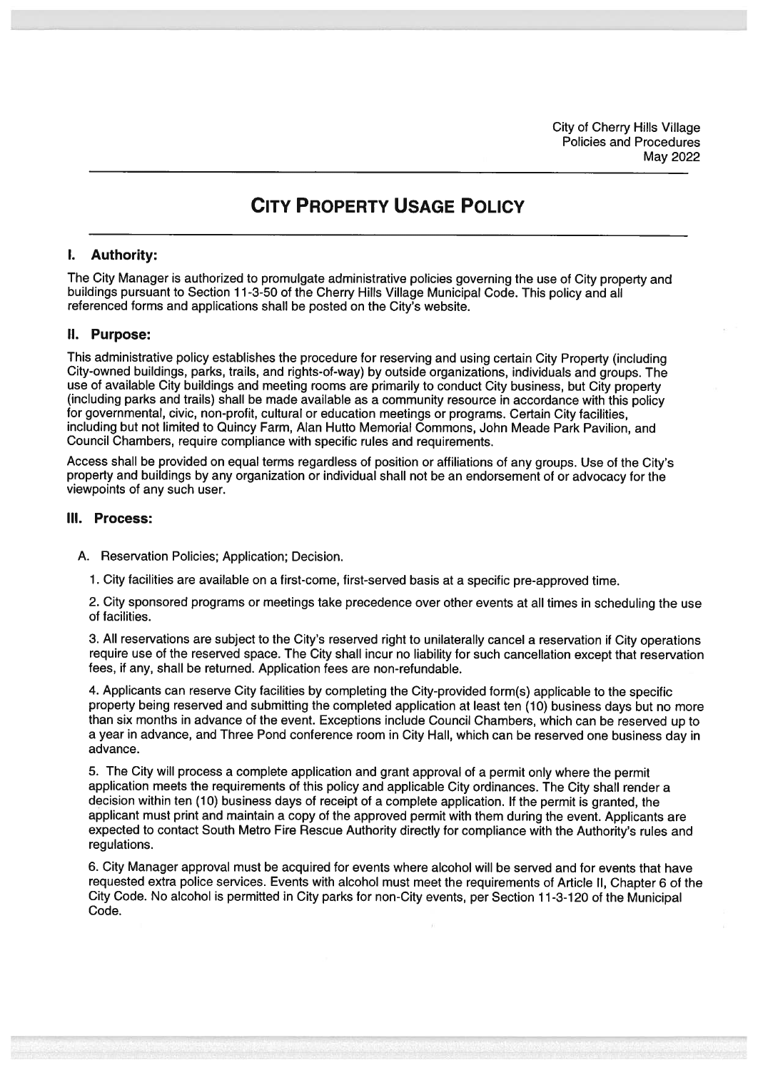City of Cherry Hills Village
Policies and Procedures
May 2022

# City Property Usage Policy

## I. Authority:

The City Manager is authorized to promulgate administrative policies governing the use of City property and buildings pursuant to Section 11-3-50 of the Cherry Hills Village Municipal Code. This policy and all referenced forms and applications shall be posted on the City's website.

## II. Purpose:

This administrative policy establishes the procedure for reserving and using certain City Property (including City-owned buildings, parks, trails, and rights-of-way) by outside organizations, individuals and groups. The use of available City buildings and meeting rooms are primarily to conduct City business, but City property (including parks and trails) shall be made available as a community resource in accordance with this policy for governmental, civic, non-profit, cultural or education meetings or programs. Certain City facilities, including but not limited to Quincy Farm, Alan Hutto Memorial Commons, John Meade Park Pavilion, and Council Chambers, require compliance with specific rules and requirements.

Access shall be provided on equal terms regardless of position or affiliations of any groups. Use of the City's property and buildings by any organization or individual shall not be an endorsement of or advocacy for the viewpoints of any such user.

## III. Process:

A. Reservation Policies; Application; Decision.

1. City facilities are available on a first-come, first-served basis at a specific pre-approved time.

2. City sponsored programs or meetings take precedence over other events at all times in scheduling the use of facilities.

3. All reservations are subject to the City's reserved right to unilaterally cancel a reservation if City operations require use of the reserved space. The City shall incur no liability for such cancellation except that reservation fees, if any, shall be returned. Application fees are non-refundable.

4. Applicants can reserve City facilities by completing the City-provided form(s) applicable to the specific property being reserved and submitting the completed application at least ten (10) business days but no more than six months in advance of the event. Exceptions include Council Chambers, which can be reserved up to a year in advance, and Three Pond conference room in City Hall, which can be reserved one business day in advance.

5. The City will process a complete application and grant approval of a permit only where the permit application meets the requirements of this policy and applicable City ordinances. The City shall render a decision within ten (10) business days of receipt of a complete application. If the permit is granted, the applicant must print and maintain a copy of the approved permit with them during the event. Applicants are expected to contact South Metro Fire Rescue Authority directly for compliance with the Authority's rules and regulations.

6. City Manager approval must be acquired for events where alcohol will be served and for events that have requested extra police services. Events with alcohol must meet the requirements of Article II, Chapter 6 of the City Code. No alcohol is permitted in City parks for non-City events, per Section 11-3-120 of the Municipal Code.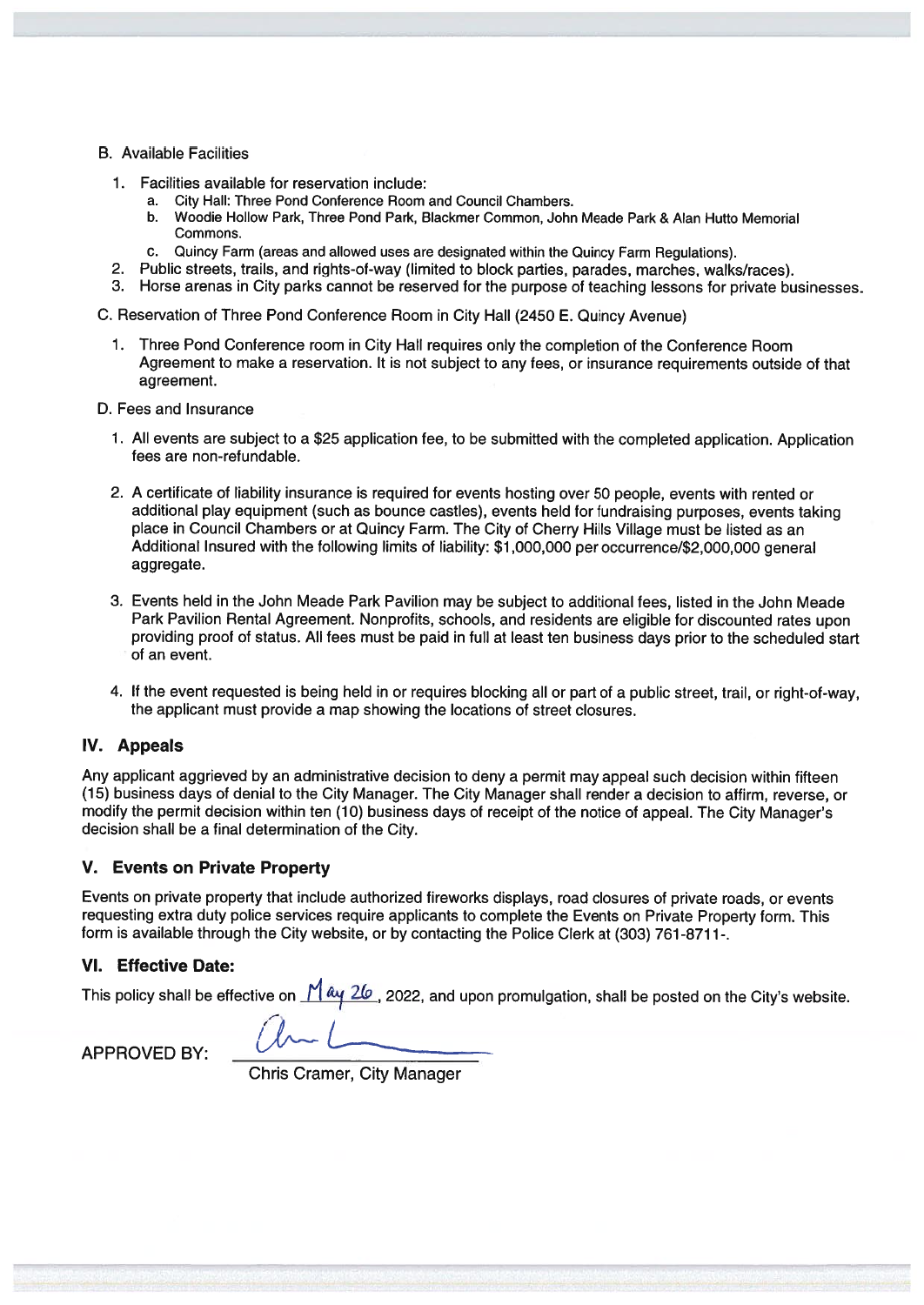B. Available Facilities

1. Facilities available for reservation include:
   a. City Hall: Three Pond Conference Room and Council Chambers.
   b. Woodie Hollow Park, Three Pond Park, Blackmer Common, John Meade Park & Alan Hutto Memorial Commons.
   c. Quincy Farm (areas and allowed uses are designated within the Quincy Farm Regulations).
2. Public streets, trails, and rights-of-way (limited to block parties, parades, marches, walks/races).
3. Horse arenas in City parks cannot be reserved for the purpose of teaching lessons for private businesses.

C. Reservation of Three Pond Conference Room in City Hall (2450 E. Quincy Avenue)

1. Three Pond Conference room in City Hall requires only the completion of the Conference Room Agreement to make a reservation. It is not subject to any fees, or insurance requirements outside of that agreement.

D. Fees and Insurance

1. All events are subject to a $25 application fee, to be submitted with the completed application. Application fees are non-refundable.

2. A certificate of liability insurance is required for events hosting over 50 people, events with rented or additional play equipment (such as bounce castles), events held for fundraising purposes, events taking place in Council Chambers or at Quincy Farm. The City of Cherry Hills Village must be listed as an Additional Insured with the following limits of liability: $1,000,000 per occurrence/$2,000,000 general aggregate.

3. Events held in the John Meade Park Pavilion may be subject to additional fees, listed in the John Meade Park Pavilion Rental Agreement. Nonprofits, schools, and residents are eligible for discounted rates upon providing proof of status. All fees must be paid in full at least ten business days prior to the scheduled start of an event.

4. If the event requested is being held in or requires blocking all or part of a public street, trail, or right-of-way, the applicant must provide a map showing the locations of street closures.

## IV. Appeals

Any applicant aggrieved by an administrative decision to deny a permit may appeal such decision within fifteen (15) business days of denial to the City Manager. The City Manager shall render a decision to affirm, reverse, or modify the permit decision within ten (10) business days of receipt of the notice of appeal. The City Manager's decision shall be a final determination of the City.

## V. Events on Private Property

Events on private property that include authorized fireworks displays, road closures of private roads, or events requesting extra duty police services require applicants to complete the Events on Private Property form. This form is available through the City website, or by contacting the Police Clerk at (303) 761-8711-.

## VI. Effective Date:

This policy shall be effective on May 26, 2022, and upon promulgation, shall be posted on the City's website.

APPROVED BY: ______________________

Chris Cramer, City Manager